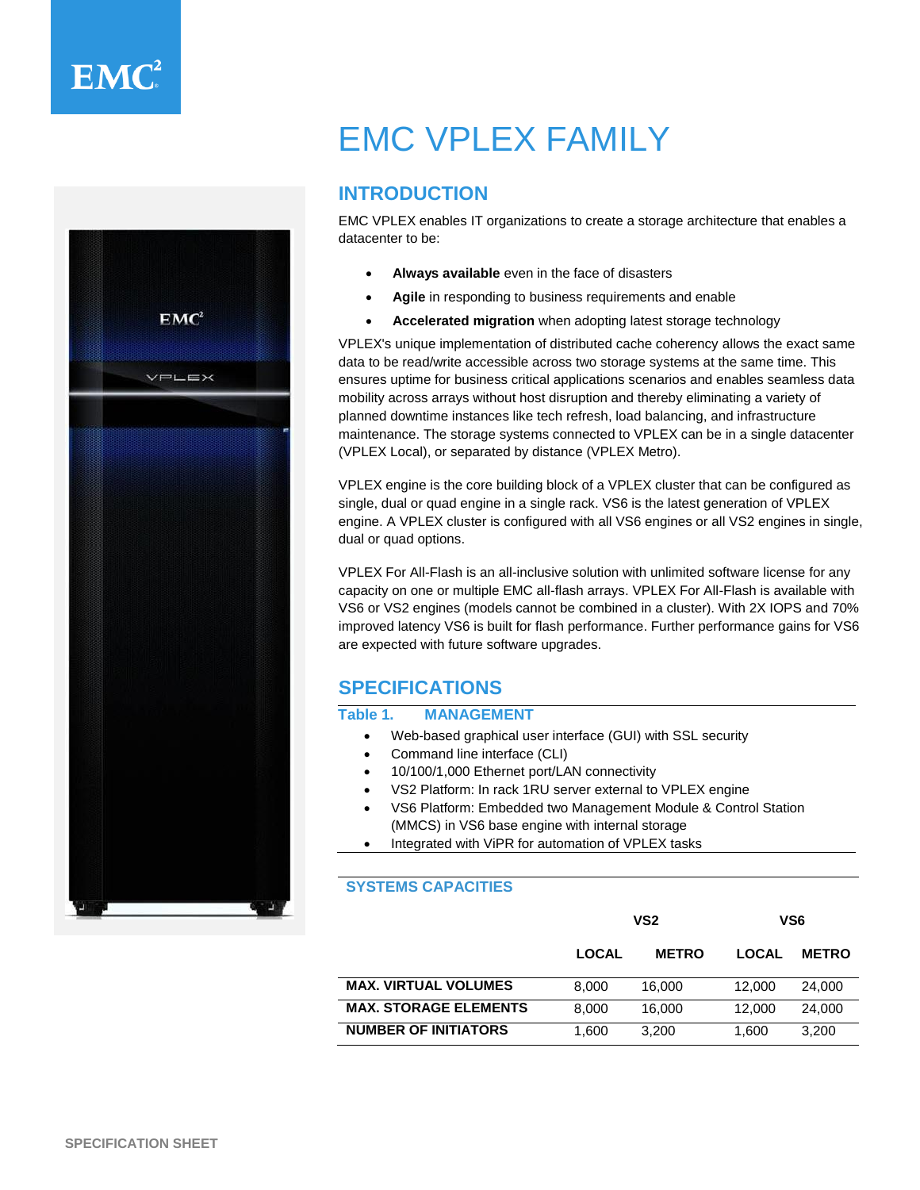# EMC VPLEX FAMILY

## INTRODUCTION

EMC VPLEX enables IT organizations to create a storage architecture that enables a datacenter to be:

- **Always available** even in the face of disasters
- **Agile** in responding to business requirements and enable
- **Accelerated migration** when adopting latest storage technology

VPLEX's unique implementation of distributed cache coherency allows the exact same data to be read/write accessible across two storage systems at the same time. This ensures uptime for business critical applications scenarios and enables seamless data mobility across arrays without host disruption and thereby eliminating a variety of planned downtime instances like tech refresh, load balancing, and infrastructure maintenance. The storage systems connected to VPLEX can be in a single datacenter (VPLEX Local), or separated by distance (VPLEX Metro).

VPLEX engine is the core building block of a VPLEX cluster that can be configured as single, dual or quad engine in a single rack. VS6 is the latest generation of VPLEX engine. A VPLEX cluster is configured with all VS6 engines or all VS2 engines in single, dual or quad options.

VPLEX For All-Flash is an all-inclusive solution with unlimited software license for any capacity on one or multiple EMC all-flash arrays. VPLEX For All-Flash is available with VS6 or VS2 engines (models cannot be combined in a cluster). With 2X IOPS and 70% improved latency VS6 is built for flash performance. Further performance gains for VS6 are expected with future software upgrades.

## SPECIFICATIONS

### Table 1. MANAGEMENT

- Web-based graphical user interface (GUI) with SSL security
- Command line interface (CLI)
- 10/100/1,000 Ethernet port/LAN connectivity
- VS2 Platform: In rack 1RU server external to VPLEX engine
- VS6 Platform: Embedded two Management Module & Control Station (MMCS) in VS6 base engine with internal storage
- Integrated with ViPR for automation of VPLEX tasks

### SYSTEMS CAPACITIES

| | VS2 | | VS6 | |
|---|---|---|---|---|
| | LOCAL | METRO | LOCAL | METRO |
| **MAX. VIRTUAL VOLUMES** | 8,000 | 16,000 | 12,000 | 24,000 |
| **MAX. STORAGE ELEMENTS** | 8,000 | 16,000 | 12,000 | 24,000 |
| **NUMBER OF INITIATORS** | 1,600 | 3,200 | 1,600 | 3,200 |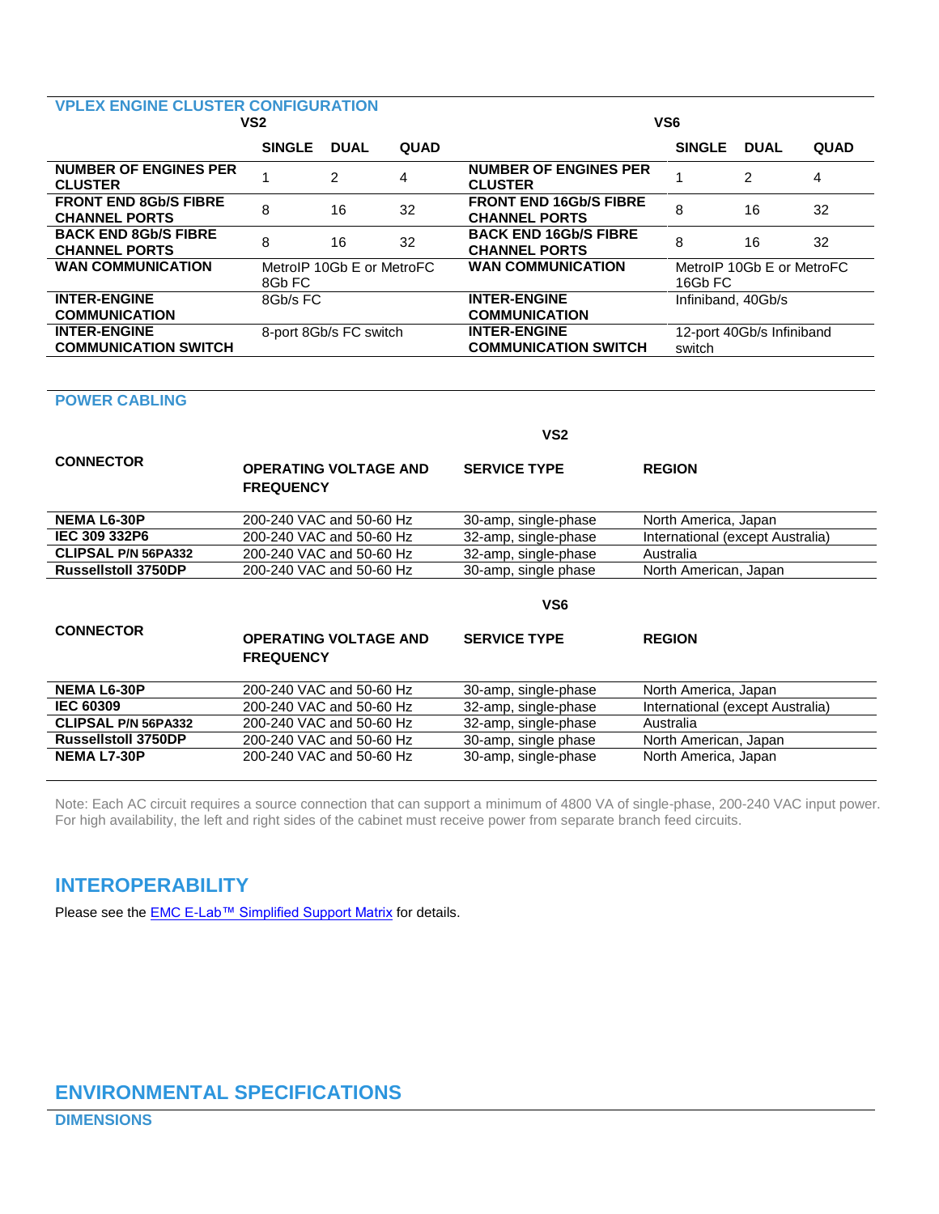### VPLEX ENGINE CLUSTER CONFIGURATION

| VS2 | SINGLE | DUAL | QUAD | VS6 | SINGLE | DUAL | QUAD |
|---|---|---|---|---|---|---|---|
| **NUMBER OF ENGINES PER CLUSTER** | 1 | 2 | 4 | **NUMBER OF ENGINES PER CLUSTER** | 1 | 2 | 4 |
| **FRONT END 8Gb/S FIBRE CHANNEL PORTS** | 8 | 16 | 32 | **FRONT END 16Gb/S FIBRE CHANNEL PORTS** | 8 | 16 | 32 |
| **BACK END 8Gb/S FIBRE CHANNEL PORTS** | 8 | 16 | 32 | **BACK END 16Gb/S FIBRE CHANNEL PORTS** | 8 | 16 | 32 |
| **WAN COMMUNICATION** | MetroIP 10Gb E or MetroFC 8Gb FC | | | **WAN COMMUNICATION** | MetroIP 10Gb E or MetroFC 16Gb FC | | |
| **INTER-ENGINE COMMUNICATION** | 8Gb/s FC | | | **INTER-ENGINE COMMUNICATION** | Infiniband, 40Gb/s | | |
| **INTER-ENGINE COMMUNICATION SWITCH** | 8-port 8Gb/s FC switch | | | **INTER-ENGINE COMMUNICATION SWITCH** | 12-port 40Gb/s Infiniband switch | | |

### POWER CABLING

**VS2**

| CONNECTOR | OPERATING VOLTAGE AND FREQUENCY | SERVICE TYPE | REGION |
|---|---|---|---|
| **NEMA L6-30P** | 200-240 VAC and 50-60 Hz | 30-amp, single-phase | North America, Japan |
| **IEC 309 332P6** | 200-240 VAC and 50-60 Hz | 32-amp, single-phase | International (except Australia) |
| **CLIPSAL P/N 56PA332** | 200-240 VAC and 50-60 Hz | 32-amp, single-phase | Australia |
| **Russellstoll 3750DP** | 200-240 VAC and 50-60 Hz | 30-amp, single phase | North American, Japan |

**VS6**

| CONNECTOR | OPERATING VOLTAGE AND FREQUENCY | SERVICE TYPE | REGION |
|---|---|---|---|
| **NEMA L6-30P** | 200-240 VAC and 50-60 Hz | 30-amp, single-phase | North America, Japan |
| **IEC 60309** | 200-240 VAC and 50-60 Hz | 32-amp, single-phase | International (except Australia) |
| **CLIPSAL P/N 56PA332** | 200-240 VAC and 50-60 Hz | 32-amp, single-phase | Australia |
| **Russellstoll 3750DP** | 200-240 VAC and 50-60 Hz | 30-amp, single phase | North American, Japan |
| **NEMA L7-30P** | 200-240 VAC and 50-60 Hz | 30-amp, single-phase | North America, Japan |

Note: Each AC circuit requires a source connection that can support a minimum of 4800 VA of single-phase, 200-240 VAC input power. For high availability, the left and right sides of the cabinet must receive power from separate branch feed circuits.

## INTEROPERABILITY

Please see the EMC E-Lab™ Simplified Support Matrix for details.

## ENVIRONMENTAL SPECIFICATIONS

### DIMENSIONS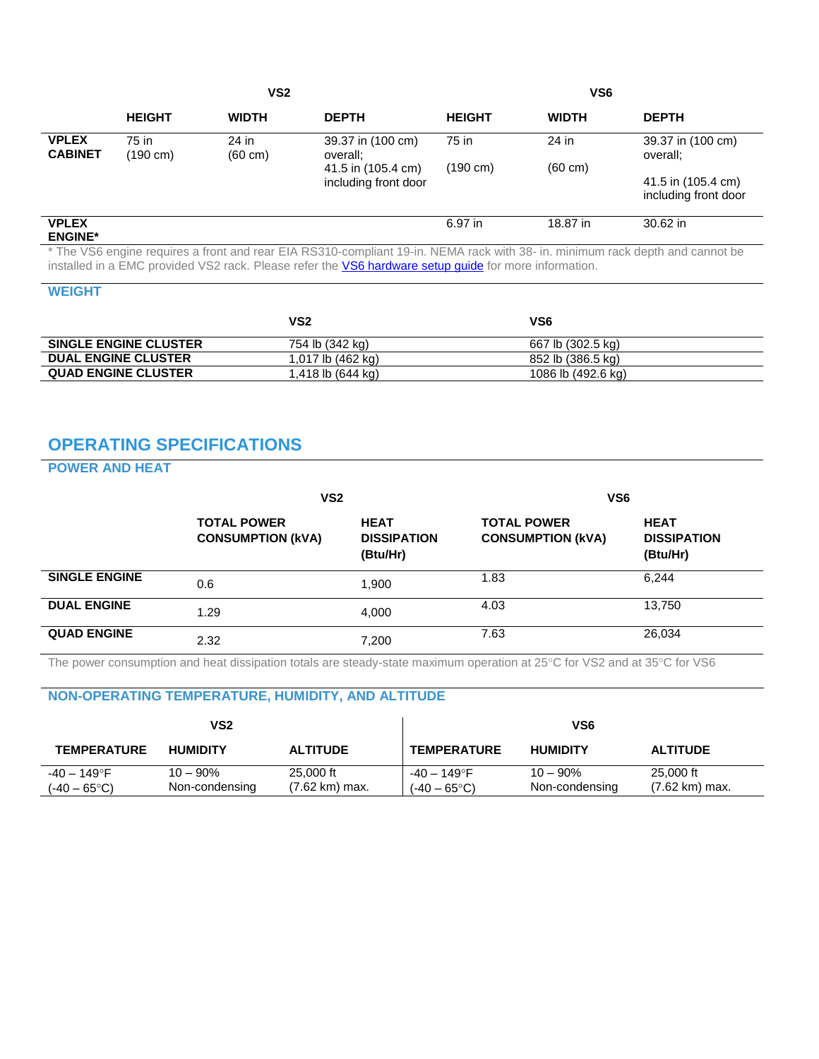| | VS2 | | | VS6 | | |
|---|---|---|---|---|---|---|
| | **HEIGHT** | **WIDTH** | **DEPTH** | **HEIGHT** | **WIDTH** | **DEPTH** |
| **VPLEX CABINET** | 75 in (190 cm) | 24 in (60 cm) | 39.37 in (100 cm) overall; 41.5 in (105.4 cm) including front door | 75 in (190 cm) | 24 in (60 cm) | 39.37 in (100 cm) overall; 41.5 in (105.4 cm) including front door |
| **VPLEX ENGINE*** | | | | 6.97 in | 18.87 in | 30.62 in |

* The VS6 engine requires a front and rear EIA RS310-compliant 19-in. NEMA rack with 38- in. minimum rack depth and cannot be installed in a EMC provided VS2 rack. Please refer the [VS6 hardware setup guide] for more information.

### WEIGHT

| | VS2 | VS6 |
|---|---|---|
| **SINGLE ENGINE CLUSTER** | 754 lb (342 kg) | 667 lb (302.5 kg) |
| **DUAL ENGINE CLUSTER** | 1,017 lb (462 kg) | 852 lb (386.5 kg) |
| **QUAD ENGINE CLUSTER** | 1,418 lb (644 kg) | 1086 lb (492.6 kg) |

## OPERATING SPECIFICATIONS

### POWER AND HEAT

| | VS2 | | VS6 | |
|---|---|---|---|---|
| | **TOTAL POWER CONSUMPTION (kVA)** | **HEAT DISSIPATION (Btu/Hr)** | **TOTAL POWER CONSUMPTION (kVA)** | **HEAT DISSIPATION (Btu/Hr)** |
| **SINGLE ENGINE** | 0.6 | 1,900 | 1.83 | 6,244 |
| **DUAL ENGINE** | 1.29 | 4,000 | 4.03 | 13,750 |
| **QUAD ENGINE** | 2.32 | 7,200 | 7.63 | 26,034 |

The power consumption and heat dissipation totals are steady-state maximum operation at 25°C for VS2 and at 35°C for VS6

### NON-OPERATING TEMPERATURE, HUMIDITY, AND ALTITUDE

| VS2 | | | VS6 | | |
|---|---|---|---|---|---|
| **TEMPERATURE** | **HUMIDITY** | **ALTITUDE** | **TEMPERATURE** | **HUMIDITY** | **ALTITUDE** |
| -40 – 149°F (-40 – 65°C) | 10 – 90% Non-condensing | 25,000 ft (7.62 km) max. | -40 – 149°F (-40 – 65°C) | 10 – 90% Non-condensing | 25,000 ft (7.62 km) max. |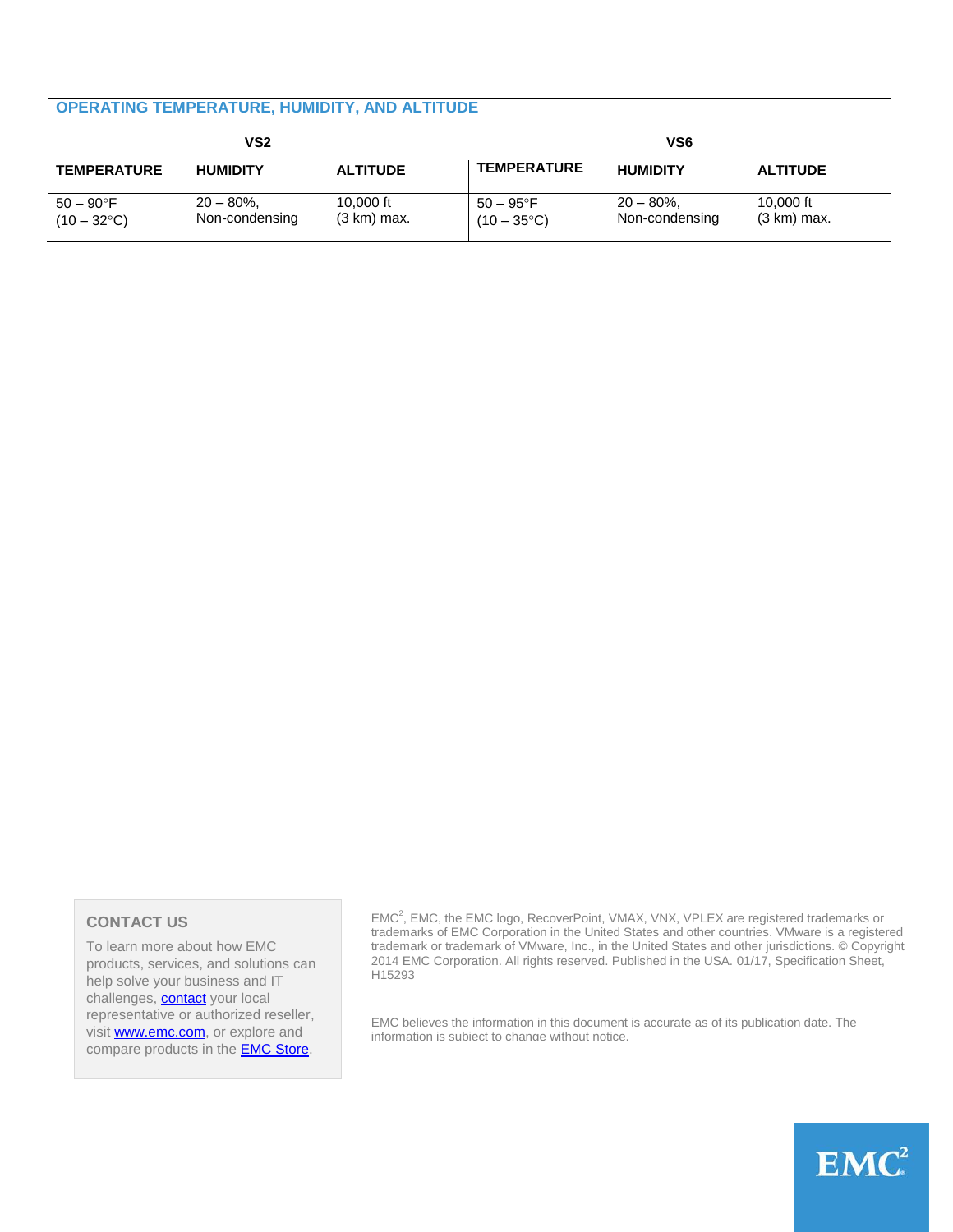## OPERATING TEMPERATURE, HUMIDITY, AND ALTITUDE

| VS2 | | | VS6 | | |
|---|---|---|---|---|---|
| **TEMPERATURE** | **HUMIDITY** | **ALTITUDE** | **TEMPERATURE** | **HUMIDITY** | **ALTITUDE** |
| 50 – 90°F (10 – 32°C) | 20 – 80%, Non-condensing | 10,000 ft (3 km) max. | 50 – 95°F (10 – 35°C) | 20 – 80%, Non-condensing | 10,000 ft (3 km) max. |

### CONTACT US

To learn more about how EMC products, services, and solutions can help solve your business and IT challenges, contact your local representative or authorized reseller, visit www.emc.com, or explore and compare products in the EMC Store.

EMC[2], EMC, the EMC logo, RecoverPoint, VMAX, VNX, VPLEX are registered trademarks or trademarks of EMC Corporation in the United States and other countries. VMware is a registered trademark or trademark of VMware, Inc., in the United States and other jurisdictions. © Copyright 2014 EMC Corporation. All rights reserved. Published in the USA. 01/17, Specification Sheet, H15293

EMC believes the information in this document is accurate as of its publication date. The information is subject to change without notice.